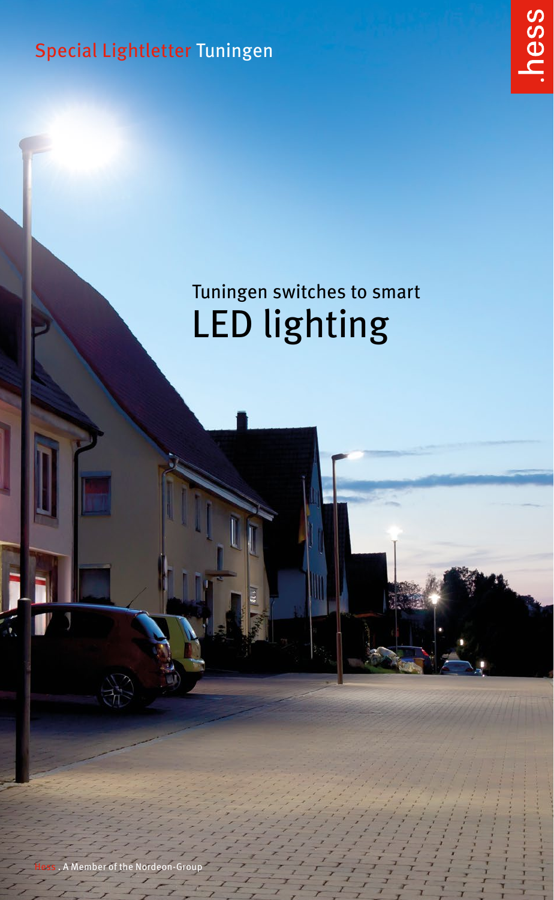Special Lightletter Tuningen

.hess

# Tuningen switches to smart LED lighting

Hess . A Member of the Nordeon-Group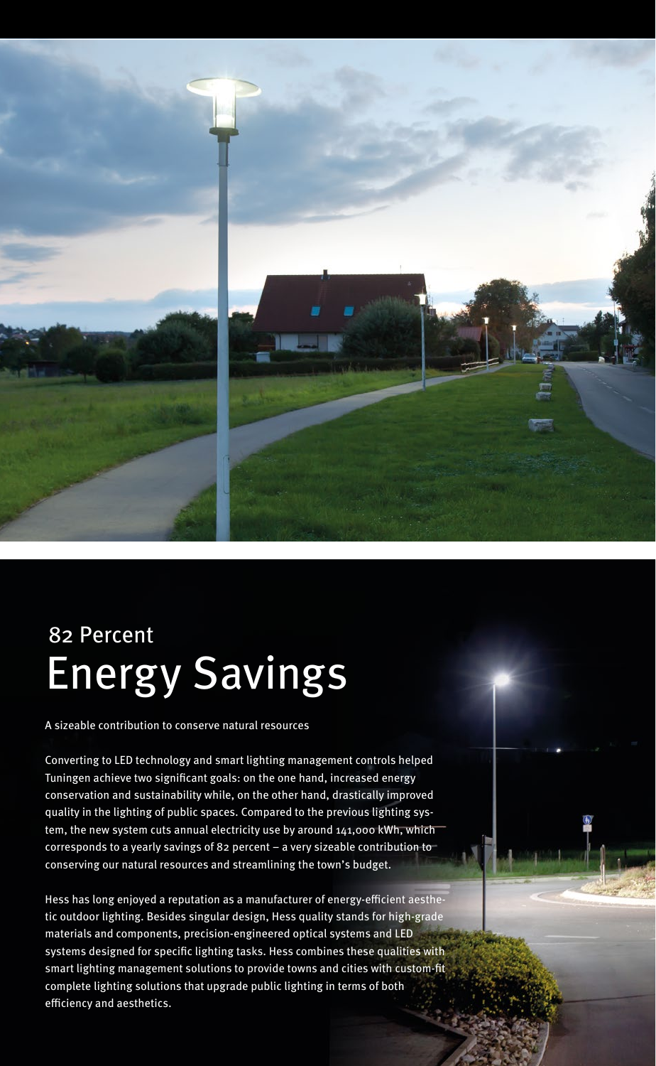## 82 Percent

# Energy Savings

A sizeable contribution to conserve natural resources

Converting to LED technology and smart lighting management controls helped Tuningen achieve two significant goals: on the one hand, increased energy conservation and sustainability while, on the other hand, drastically improved quality in the lighting of public spaces. Compared to the previous lighting system, the new system cuts annual electricity use by around 141,000 kWh, which corresponds to a yearly savings of 82 percent – a very sizeable contribution to conserving our natural resources and streamlining the town's budget.

Hess has long enjoyed a reputation as a manufacturer of energy-efficient aesthetic outdoor lighting. Besides singular design, Hess quality stands for high-grade materials and components, precision-engineered optical systems and LED systems designed for specific lighting tasks. Hess combines these qualities with smart lighting management solutions to provide towns and cities with custom-fit complete lighting solutions that upgrade public lighting in terms of both efficiency and aesthetics.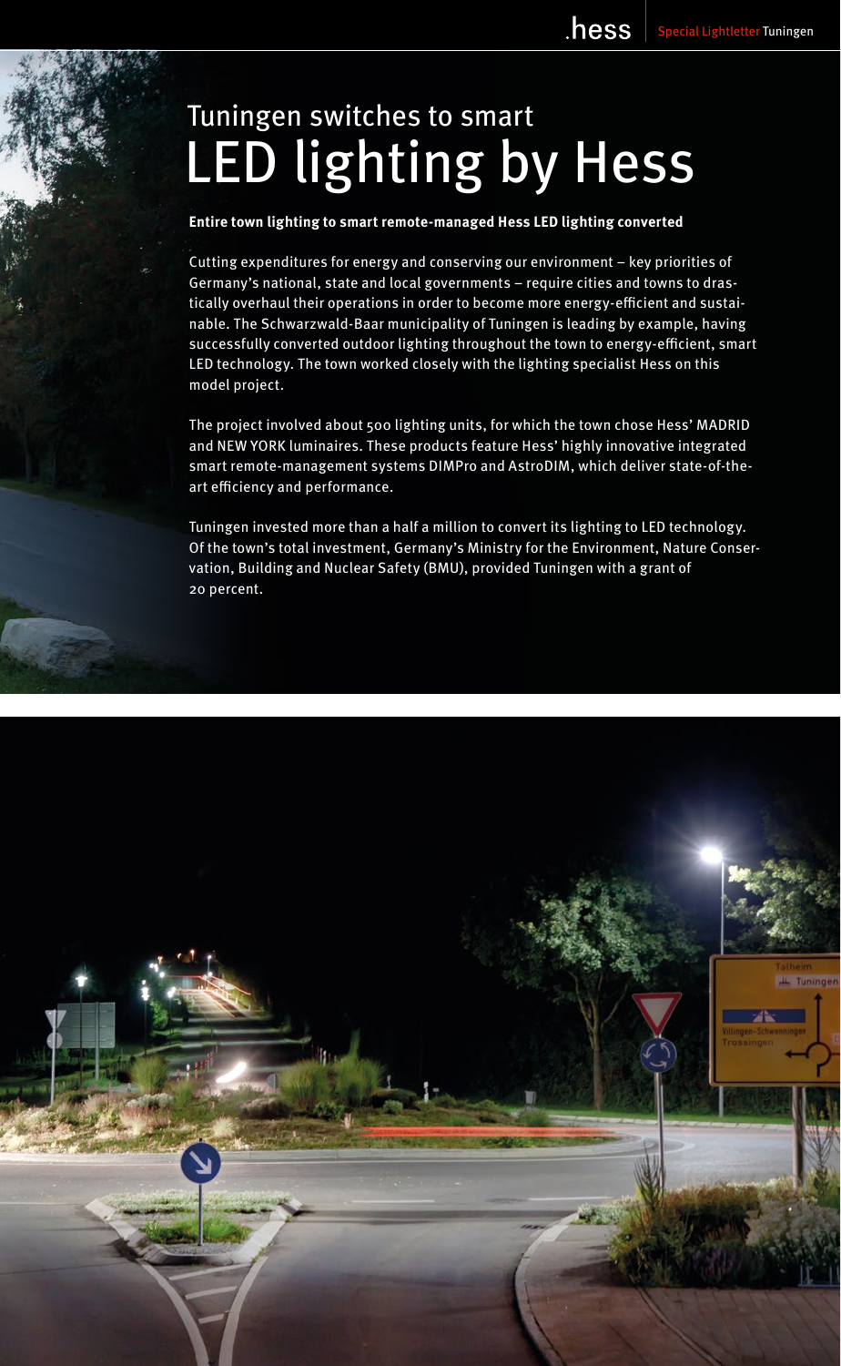# Tuningen switches to smart LED lighting by Hess

**Entire town lighting to smart remote-managed Hess LED lighting converted**

Cutting expenditures for energy and conserving our environment – key priorities of Germany's national, state and local governments – require cities and towns to drastically overhaul their operations in order to become more energy-efficient and sustainable. The Schwarzwald-Baar municipality of Tuningen is leading by example, having successfully converted outdoor lighting throughout the town to energy-efficient, smart LED technology. The town worked closely with the lighting specialist Hess on this model project.

The project involved about 500 lighting units, for which the town chose Hess' MADRID and NEW YORK luminaires. These products feature Hess' highly innovative integrated smart remote-management systems DIMPro and AstroDIM, which deliver state-of-the-art efficiency and performance.

Tuningen invested more than a half a million to convert its lighting to LED technology. Of the town's total investment, Germany's Ministry for the Environment, Nature Conservation, Building and Nuclear Safety (BMU), provided Tuningen with a grant of 20 percent.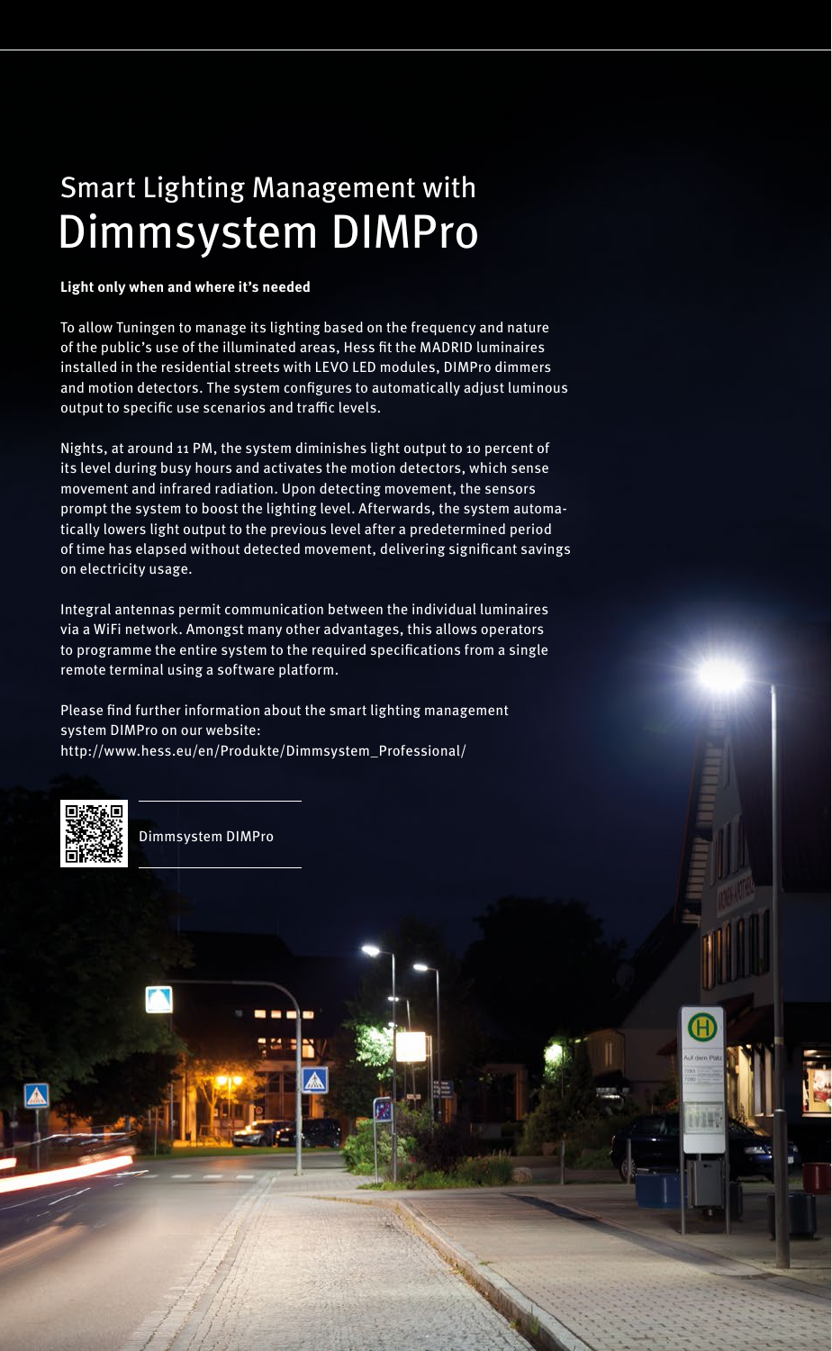# Smart Lighting Management with Dimmsystem DIMPro

**Light only when and where it's needed**

To allow Tuningen to manage its lighting based on the frequency and nature of the public's use of the illuminated areas, Hess fit the MADRID luminaires installed in the residential streets with LEVO LED modules, DIMPro dimmers and motion detectors. The system configures to automatically adjust luminous output to specific use scenarios and traffic levels.

Nights, at around 11 PM, the system diminishes light output to 10 percent of its level during busy hours and activates the motion detectors, which sense movement and infrared radiation. Upon detecting movement, the sensors prompt the system to boost the lighting level. Afterwards, the system automatically lowers light output to the previous level after a predetermined period of time has elapsed without detected movement, delivering significant savings on electricity usage.

Integral antennas permit communication between the individual luminaires via a WiFi network. Amongst many other advantages, this allows operators to programme the entire system to the required specifications from a single remote terminal using a software platform.

Please find further information about the smart lighting management system DIMPro on our website:
http://www.hess.eu/en/Produkte/Dimmsystem_Professional/

Dimmsystem DIMPro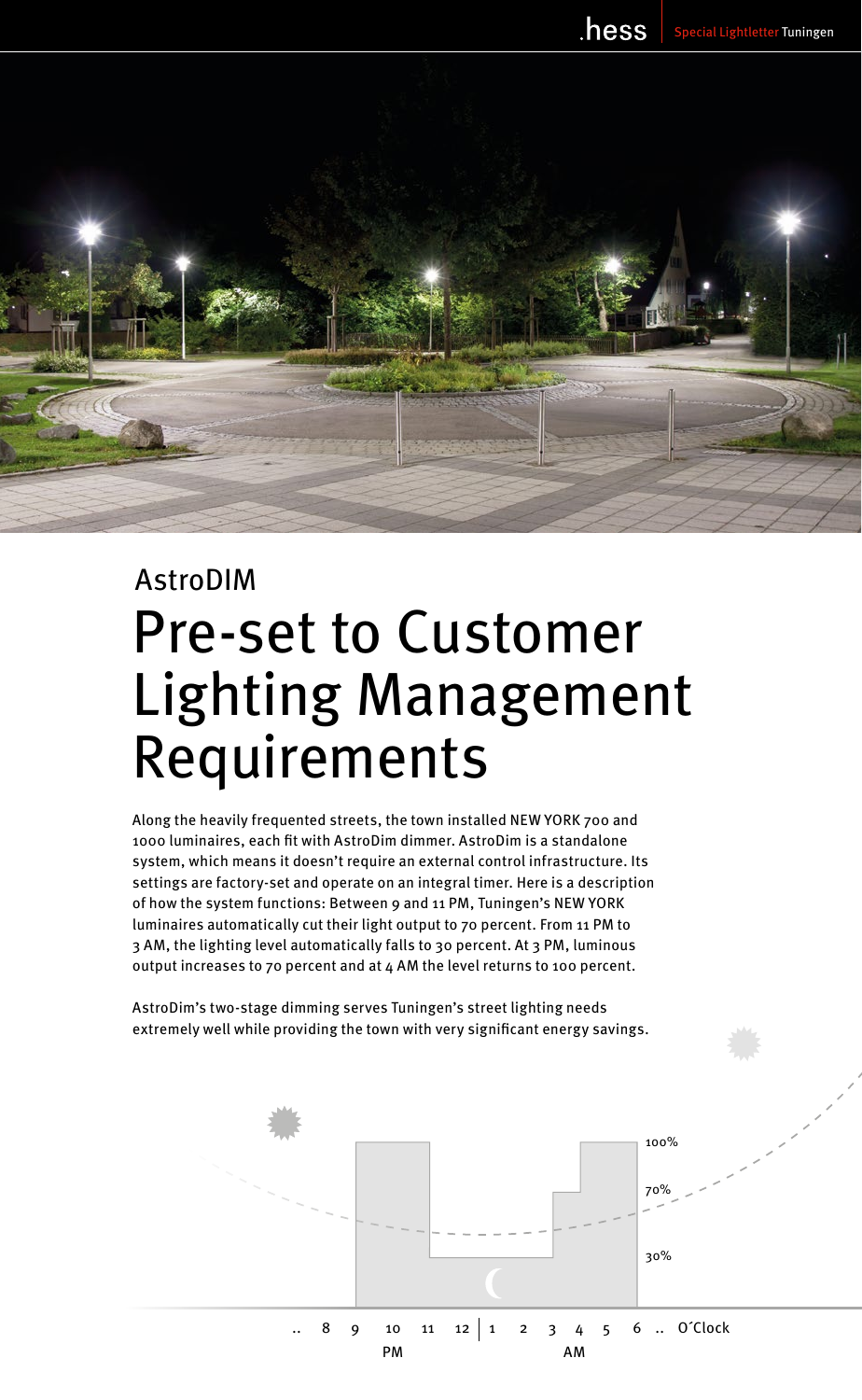AstroDIM

# Pre-set to Customer Lighting Management Requirements

Along the heavily frequented streets, the town installed NEW YORK 700 and 1000 luminaires, each fit with AstroDim dimmer. AstroDim is a standalone system, which means it doesn't require an external control infrastructure. Its settings are factory-set and operate on an integral timer. Here is a description of how the system functions: Between 9 and 11 PM, Tuningen's NEW YORK luminaires automatically cut their light output to 70 percent. From 11 PM to 3 AM, the lighting level automatically falls to 30 percent. At 3 PM, luminous output increases to 70 percent and at 4 AM the level returns to 100 percent.

AstroDim's two-stage dimming serves Tuningen's street lighting needs extremely well while providing the town with very significant energy savings.

100%

70%

30%

.. 8 9 10 11 12 | 1 2 3 4 5 6 .. O´Clock

PM AM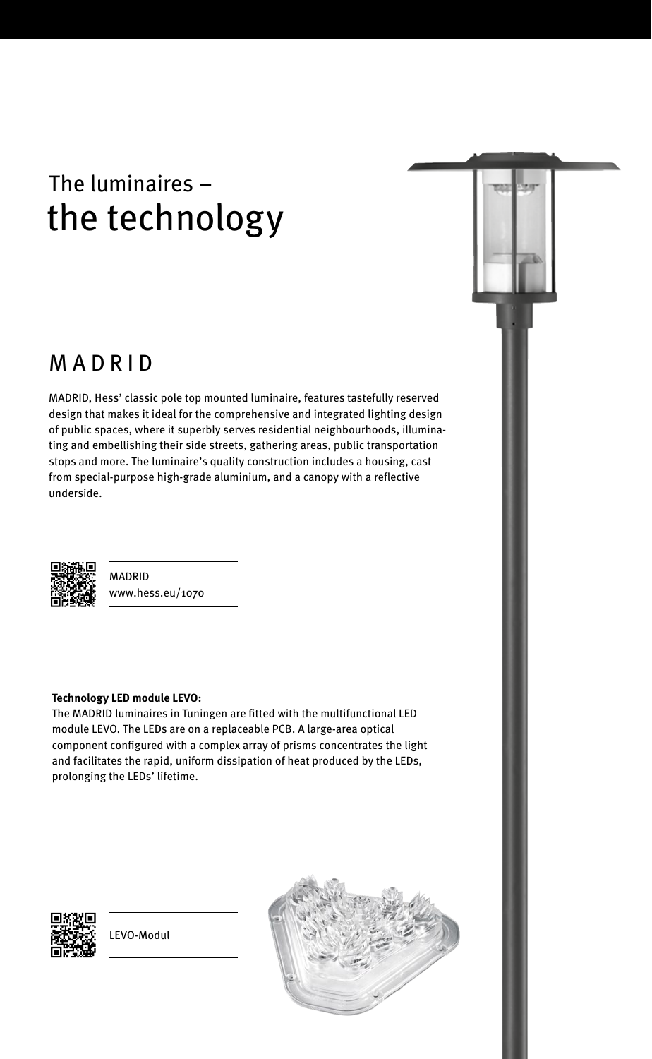# The luminaires – the technology

## MADRID

MADRID, Hess' classic pole top mounted luminaire, features tastefully reserved design that makes it ideal for the comprehensive and integrated lighting design of public spaces, where it superbly serves residential neighbourhoods, illuminating and embellishing their side streets, gathering areas, public transportation stops and more. The luminaire's quality construction includes a housing, cast from special-purpose high-grade aluminium, and a canopy with a reflective underside.

MADRID
www.hess.eu/1070

**Technology LED module LEVO:**
The MADRID luminaires in Tuningen are fitted with the multifunctional LED module LEVO. The LEDs are on a replaceable PCB. A large-area optical component configured with a complex array of prisms concentrates the light and facilitates the rapid, uniform dissipation of heat produced by the LEDs, prolonging the LEDs' lifetime.

LEVO-Modul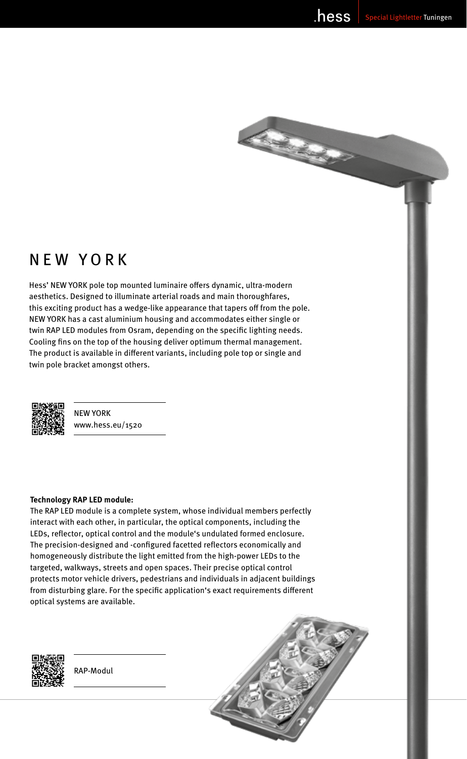# NEW YORK

Hess' NEW YORK pole top mounted luminaire offers dynamic, ultra-modern aesthetics. Designed to illuminate arterial roads and main thoroughfares, this exciting product has a wedge-like appearance that tapers off from the pole. NEW YORK has a cast aluminium housing and accommodates either single or twin RAP LED modules from Osram, depending on the specific lighting needs. Cooling fins on the top of the housing deliver optimum thermal management. The product is available in different variants, including pole top or single and twin pole bracket amongst others.

NEW YORK
www.hess.eu/1520

**Technology RAP LED module:**
The RAP LED module is a complete system, whose individual members perfectly interact with each other, in particular, the optical components, including the LEDs, reflector, optical control and the module's undulated formed enclosure. The precision-designed and -configured facetted reflectors economically and homogeneously distribute the light emitted from the high-power LEDs to the targeted, walkways, streets and open spaces. Their precise optical control protects motor vehicle drivers, pedestrians and individuals in adjacent buildings from disturbing glare. For the specific application's exact requirements different optical systems are available.

RAP-Modul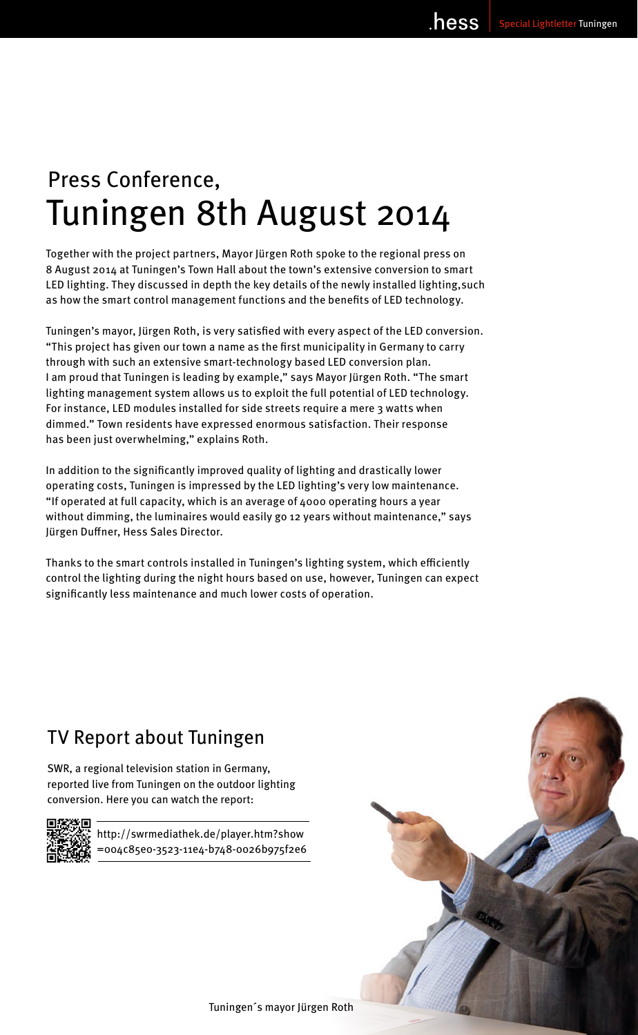# Press Conference, Tuningen 8th August 2014

Together with the project partners, Mayor Jürgen Roth spoke to the regional press on 8 August 2014 at Tuningen's Town Hall about the town's extensive conversion to smart LED lighting. They discussed in depth the key details of the newly installed lighting,such as how the smart control management functions and the benefits of LED technology.

Tuningen's mayor, Jürgen Roth, is very satisfied with every aspect of the LED conversion. "This project has given our town a name as the first municipality in Germany to carry through with such an extensive smart-technology based LED conversion plan. I am proud that Tuningen is leading by example," says Mayor Jürgen Roth. "The smart lighting management system allows us to exploit the full potential of LED technology. For instance, LED modules installed for side streets require a mere 3 watts when dimmed." Town residents have expressed enormous satisfaction. Their response has been just overwhelming," explains Roth.

In addition to the significantly improved quality of lighting and drastically lower operating costs, Tuningen is impressed by the LED lighting's very low maintenance. "If operated at full capacity, which is an average of 4000 operating hours a year without dimming, the luminaires would easily go 12 years without maintenance," says Jürgen Duffner, Hess Sales Director.

Thanks to the smart controls installed in Tuningen's lighting system, which efficiently control the lighting during the night hours based on use, however, Tuningen can expect significantly less maintenance and much lower costs of operation.

## TV Report about Tuningen

SWR, a regional television station in Germany, reported live from Tuningen on the outdoor lighting conversion. Here you can watch the report:

http://swrmediathek.de/player.htm?show=004c85e0-3523-11e4-b748-0026b975f2e6

Tuningen´s mayor Jürgen Roth